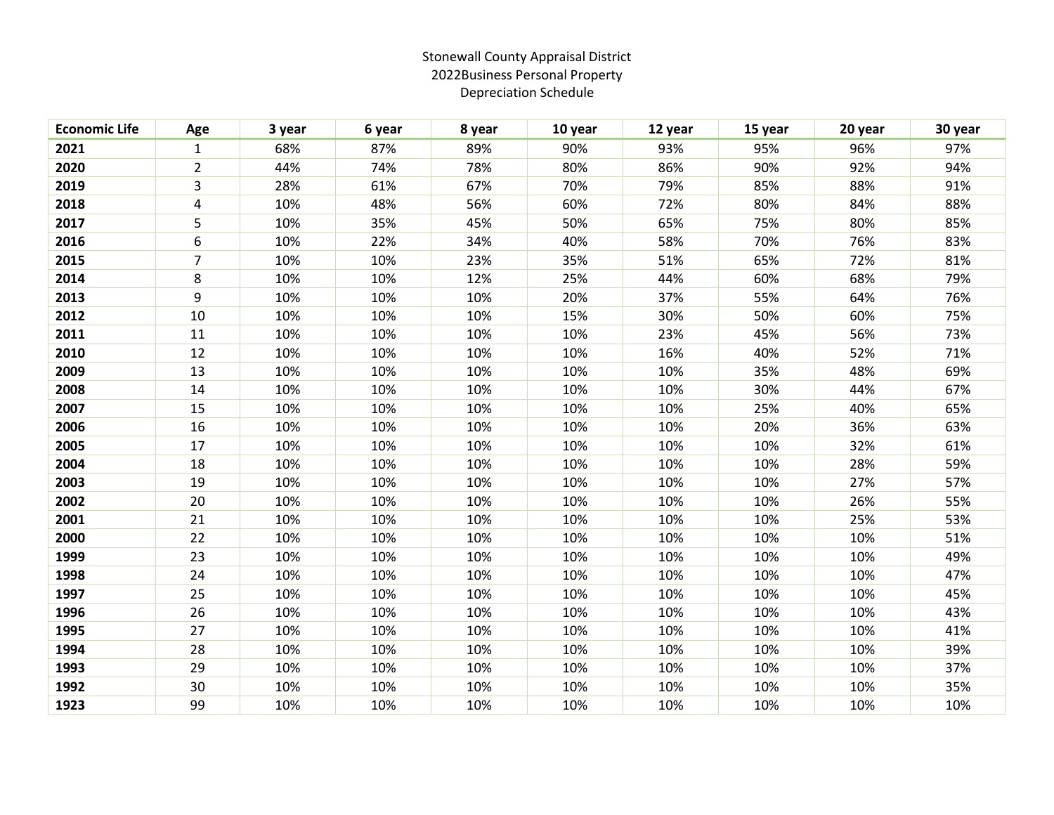Stonewall County Appraisal District
2022Business Personal Property
Depreciation Schedule

| Economic Life | Age | 3 year | 6 year | 8 year | 10 year | 12 year | 15 year | 20 year | 30 year |
|---|---|---|---|---|---|---|---|---|---|
| **2021** | 1 | 68% | 87% | 89% | 90% | 93% | 95% | 96% | 97% |
| **2020** | 2 | 44% | 74% | 78% | 80% | 86% | 90% | 92% | 94% |
| **2019** | 3 | 28% | 61% | 67% | 70% | 79% | 85% | 88% | 91% |
| **2018** | 4 | 10% | 48% | 56% | 60% | 72% | 80% | 84% | 88% |
| **2017** | 5 | 10% | 35% | 45% | 50% | 65% | 75% | 80% | 85% |
| **2016** | 6 | 10% | 22% | 34% | 40% | 58% | 70% | 76% | 83% |
| **2015** | 7 | 10% | 10% | 23% | 35% | 51% | 65% | 72% | 81% |
| **2014** | 8 | 10% | 10% | 12% | 25% | 44% | 60% | 68% | 79% |
| **2013** | 9 | 10% | 10% | 10% | 20% | 37% | 55% | 64% | 76% |
| **2012** | 10 | 10% | 10% | 10% | 15% | 30% | 50% | 60% | 75% |
| **2011** | 11 | 10% | 10% | 10% | 10% | 23% | 45% | 56% | 73% |
| **2010** | 12 | 10% | 10% | 10% | 10% | 16% | 40% | 52% | 71% |
| **2009** | 13 | 10% | 10% | 10% | 10% | 10% | 35% | 48% | 69% |
| **2008** | 14 | 10% | 10% | 10% | 10% | 10% | 30% | 44% | 67% |
| **2007** | 15 | 10% | 10% | 10% | 10% | 10% | 25% | 40% | 65% |
| **2006** | 16 | 10% | 10% | 10% | 10% | 10% | 20% | 36% | 63% |
| **2005** | 17 | 10% | 10% | 10% | 10% | 10% | 10% | 32% | 61% |
| **2004** | 18 | 10% | 10% | 10% | 10% | 10% | 10% | 28% | 59% |
| **2003** | 19 | 10% | 10% | 10% | 10% | 10% | 10% | 27% | 57% |
| **2002** | 20 | 10% | 10% | 10% | 10% | 10% | 10% | 26% | 55% |
| **2001** | 21 | 10% | 10% | 10% | 10% | 10% | 10% | 25% | 53% |
| **2000** | 22 | 10% | 10% | 10% | 10% | 10% | 10% | 10% | 51% |
| **1999** | 23 | 10% | 10% | 10% | 10% | 10% | 10% | 10% | 49% |
| **1998** | 24 | 10% | 10% | 10% | 10% | 10% | 10% | 10% | 47% |
| **1997** | 25 | 10% | 10% | 10% | 10% | 10% | 10% | 10% | 45% |
| **1996** | 26 | 10% | 10% | 10% | 10% | 10% | 10% | 10% | 43% |
| **1995** | 27 | 10% | 10% | 10% | 10% | 10% | 10% | 10% | 41% |
| **1994** | 28 | 10% | 10% | 10% | 10% | 10% | 10% | 10% | 39% |
| **1993** | 29 | 10% | 10% | 10% | 10% | 10% | 10% | 10% | 37% |
| **1992** | 30 | 10% | 10% | 10% | 10% | 10% | 10% | 10% | 35% |
| **1923** | 99 | 10% | 10% | 10% | 10% | 10% | 10% | 10% | 10% |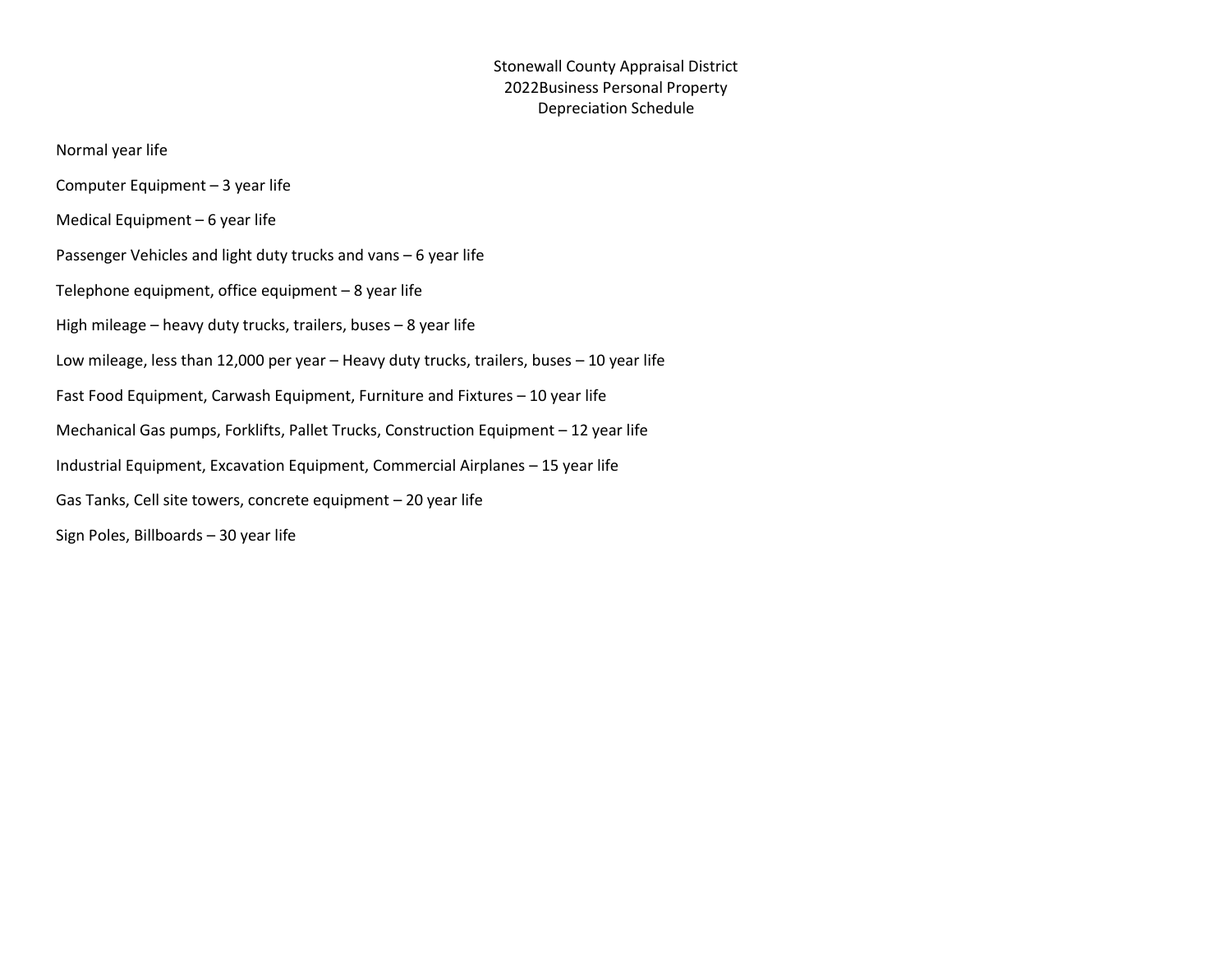# Stonewall County Appraisal District
## 2022Business Personal Property
## Depreciation Schedule

Normal year life

Computer Equipment – 3 year life

Medical Equipment – 6 year life

Passenger Vehicles and light duty trucks and vans – 6 year life

Telephone equipment, office equipment – 8 year life

High mileage – heavy duty trucks, trailers, buses – 8 year life

Low mileage, less than 12,000 per year – Heavy duty trucks, trailers, buses – 10 year life

Fast Food Equipment, Carwash Equipment, Furniture and Fixtures – 10 year life

Mechanical Gas pumps, Forklifts, Pallet Trucks, Construction Equipment – 12 year life

Industrial Equipment, Excavation Equipment, Commercial Airplanes – 15 year life

Gas Tanks, Cell site towers, concrete equipment – 20 year life

Sign Poles, Billboards – 30 year life